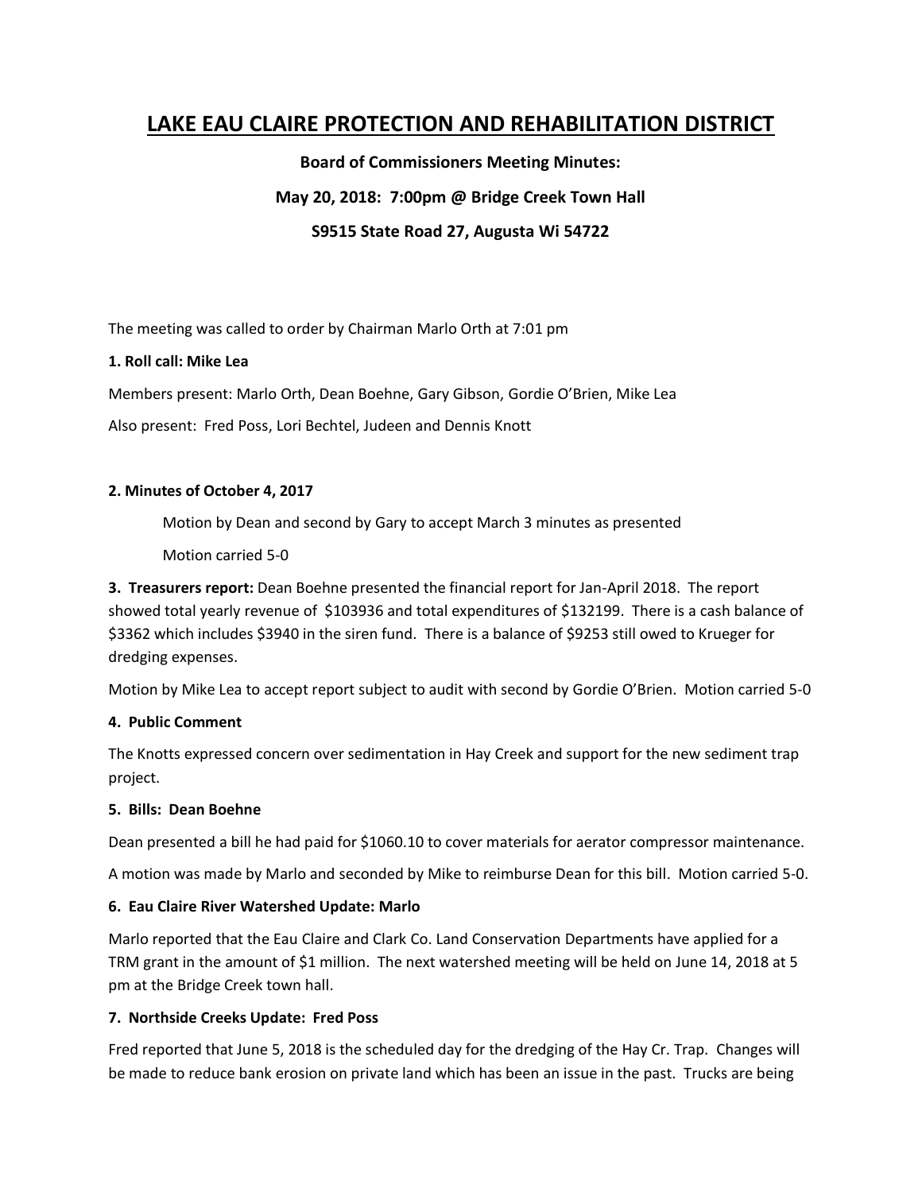# LAKE EAU CLAIRE PROTECTION AND REHABILITATION DISTRICT

**Board of Commissioners Meeting Minutes:**

**May 20, 2018: 7:00pm @ Bridge Creek Town Hall**

**S9515 State Road 27, Augusta Wi 54722**

The meeting was called to order by Chairman Marlo Orth at 7:01 pm

**1. Roll call: Mike Lea**

Members present: Marlo Orth, Dean Boehne, Gary Gibson, Gordie O'Brien, Mike Lea

Also present: Fred Poss, Lori Bechtel, Judeen and Dennis Knott

**2. Minutes of October 4, 2017**

Motion by Dean and second by Gary to accept March 3 minutes as presented

Motion carried 5-0

**3. Treasurers report:** Dean Boehne presented the financial report for Jan-April 2018. The report showed total yearly revenue of $103936 and total expenditures of $132199. There is a cash balance of $3362 which includes $3940 in the siren fund. There is a balance of $9253 still owed to Krueger for dredging expenses.

Motion by Mike Lea to accept report subject to audit with second by Gordie O'Brien. Motion carried 5-0

**4. Public Comment**

The Knotts expressed concern over sedimentation in Hay Creek and support for the new sediment trap project.

**5. Bills: Dean Boehne**

Dean presented a bill he had paid for $1060.10 to cover materials for aerator compressor maintenance.

A motion was made by Marlo and seconded by Mike to reimburse Dean for this bill. Motion carried 5-0.

**6. Eau Claire River Watershed Update: Marlo**

Marlo reported that the Eau Claire and Clark Co. Land Conservation Departments have applied for a TRM grant in the amount of $1 million. The next watershed meeting will be held on June 14, 2018 at 5 pm at the Bridge Creek town hall.

**7. Northside Creeks Update: Fred Poss**

Fred reported that June 5, 2018 is the scheduled day for the dredging of the Hay Cr. Trap. Changes will be made to reduce bank erosion on private land which has been an issue in the past. Trucks are being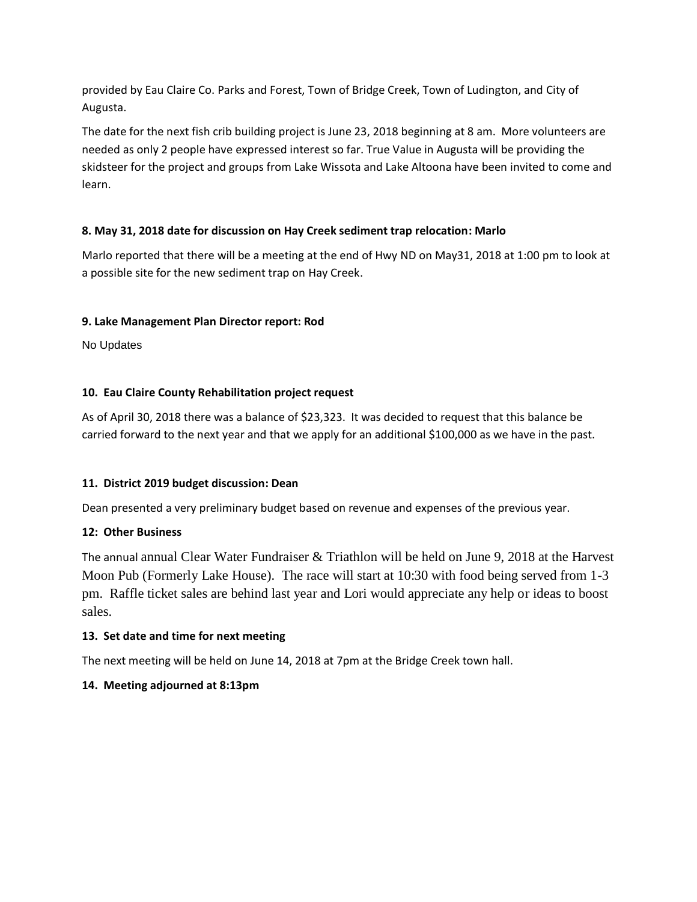provided by Eau Claire Co. Parks and Forest, Town of Bridge Creek, Town of Ludington, and City of Augusta.

The date for the next fish crib building project is June 23, 2018 beginning at 8 am. More volunteers are needed as only 2 people have expressed interest so far. True Value in Augusta will be providing the skidsteer for the project and groups from Lake Wissota and Lake Altoona have been invited to come and learn.

**8. May 31, 2018 date for discussion on Hay Creek sediment trap relocation: Marlo**

Marlo reported that there will be a meeting at the end of Hwy ND on May31, 2018 at 1:00 pm to look at a possible site for the new sediment trap on Hay Creek.

**9. Lake Management Plan Director report: Rod**

No Updates

**10. Eau Claire County Rehabilitation project request**

As of April 30, 2018 there was a balance of $23,323. It was decided to request that this balance be carried forward to the next year and that we apply for an additional $100,000 as we have in the past.

**11. District 2019 budget discussion: Dean**

Dean presented a very preliminary budget based on revenue and expenses of the previous year.

**12: Other Business**

The annual annual Clear Water Fundraiser & Triathlon will be held on June 9, 2018 at the Harvest Moon Pub (Formerly Lake House). The race will start at 10:30 with food being served from 1-3 pm. Raffle ticket sales are behind last year and Lori would appreciate any help or ideas to boost sales.

**13. Set date and time for next meeting**

The next meeting will be held on June 14, 2018 at 7pm at the Bridge Creek town hall.

**14. Meeting adjourned at 8:13pm**